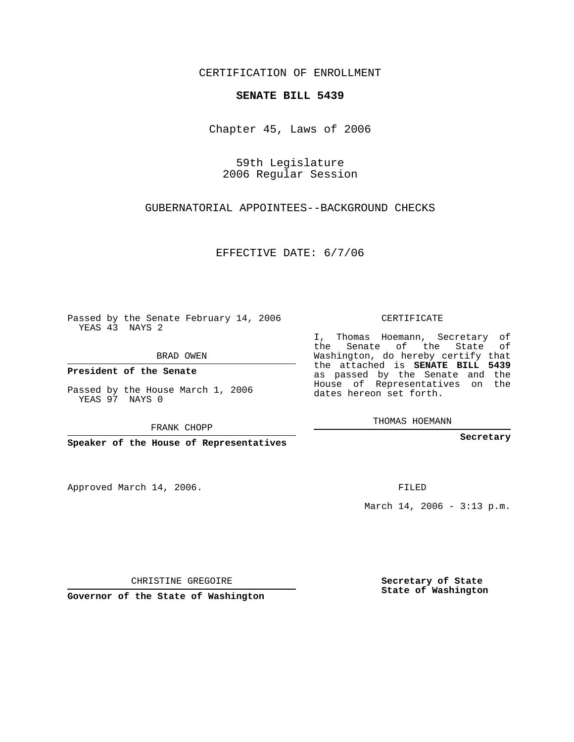CERTIFICATION OF ENROLLMENT

**SENATE BILL 5439**

Chapter 45, Laws of 2006

59th Legislature
2006 Regular Session

GUBERNATORIAL APPOINTEES--BACKGROUND CHECKS

EFFECTIVE DATE: 6/7/06

Passed by the Senate February 14, 2006
YEAS 43 NAYS 2

BRAD OWEN

**President of the Senate**

Passed by the House March 1, 2006
YEAS 97 NAYS 0

FRANK CHOPP

**Speaker of the House of Representatives**

CERTIFICATE

I, Thomas Hoemann, Secretary of the Senate of the State of Washington, do hereby certify that the attached is **SENATE BILL 5439** as passed by the Senate and the House of Representatives on the dates hereon set forth.

THOMAS HOEMANN

**Secretary**

Approved March 14, 2006.

FILED

March 14, 2006 - 3:13 p.m.

CHRISTINE GREGOIRE

**Governor of the State of Washington**

**Secretary of State**
**State of Washington**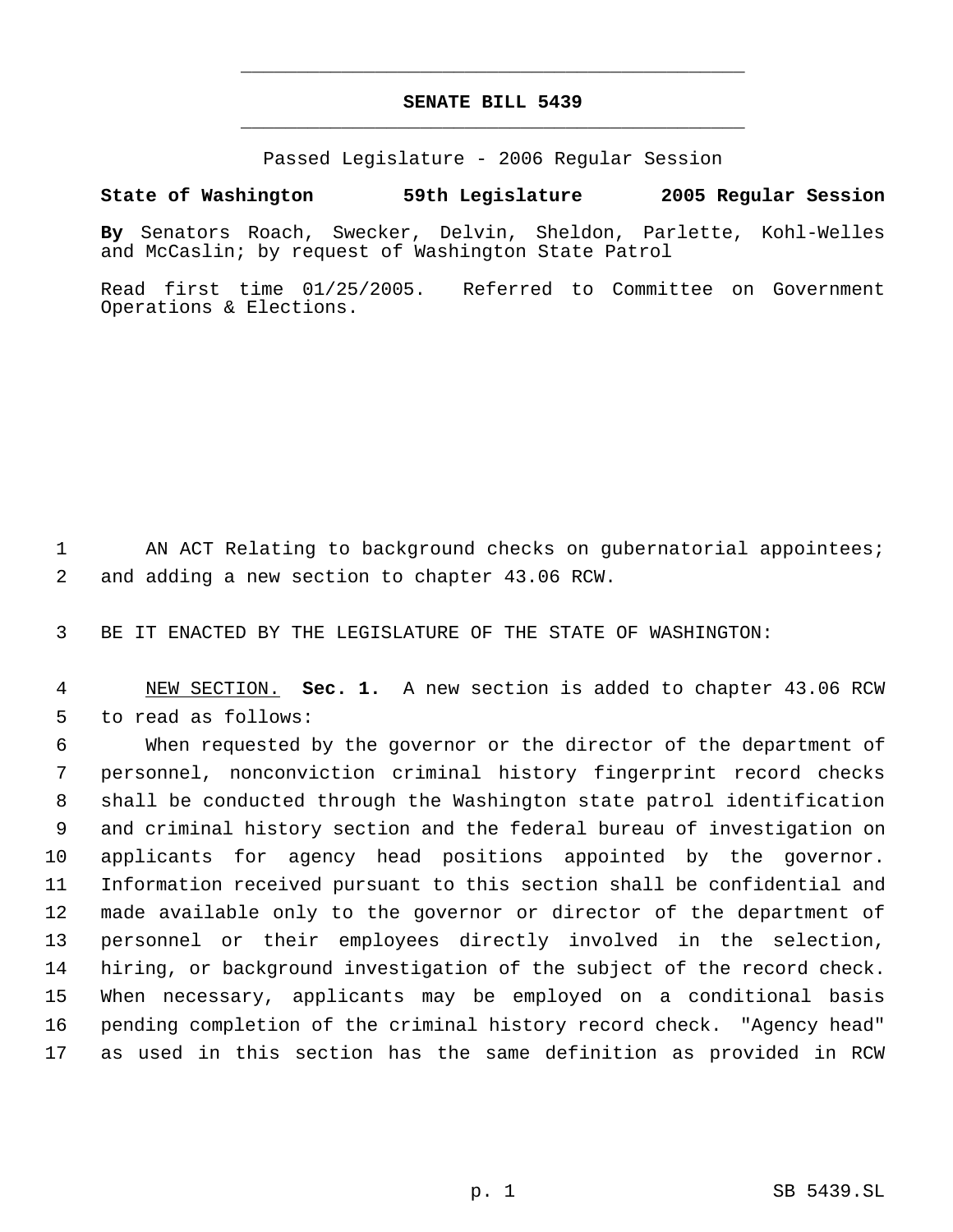# SENATE BILL 5439

Passed Legislature - 2006 Regular Session

**State of Washington 59th Legislature 2005 Regular Session**

**By** Senators Roach, Swecker, Delvin, Sheldon, Parlette, Kohl-Welles and McCaslin; by request of Washington State Patrol

Read first time 01/25/2005. Referred to Committee on Government Operations & Elections.

AN ACT Relating to background checks on gubernatorial appointees; and adding a new section to chapter 43.06 RCW.

BE IT ENACTED BY THE LEGISLATURE OF THE STATE OF WASHINGTON:

NEW SECTION. **Sec. 1.** A new section is added to chapter 43.06 RCW to read as follows:

When requested by the governor or the director of the department of personnel, nonconviction criminal history fingerprint record checks shall be conducted through the Washington state patrol identification and criminal history section and the federal bureau of investigation on applicants for agency head positions appointed by the governor. Information received pursuant to this section shall be confidential and made available only to the governor or director of the department of personnel or their employees directly involved in the selection, hiring, or background investigation of the subject of the record check. When necessary, applicants may be employed on a conditional basis pending completion of the criminal history record check. "Agency head" as used in this section has the same definition as provided in RCW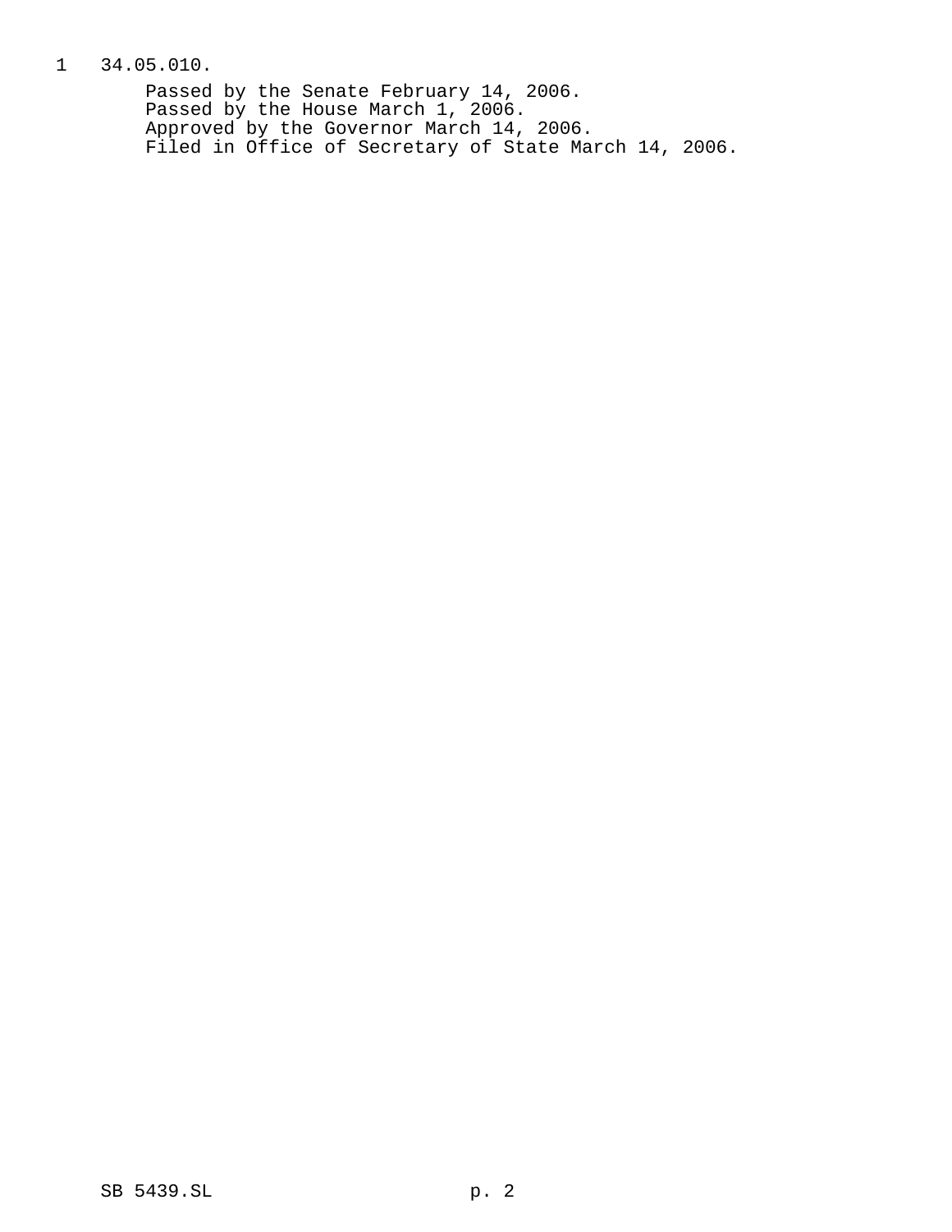34.05.010.

Passed by the Senate February 14, 2006.
Passed by the House March 1, 2006.
Approved by the Governor March 14, 2006.
Filed in Office of Secretary of State March 14, 2006.